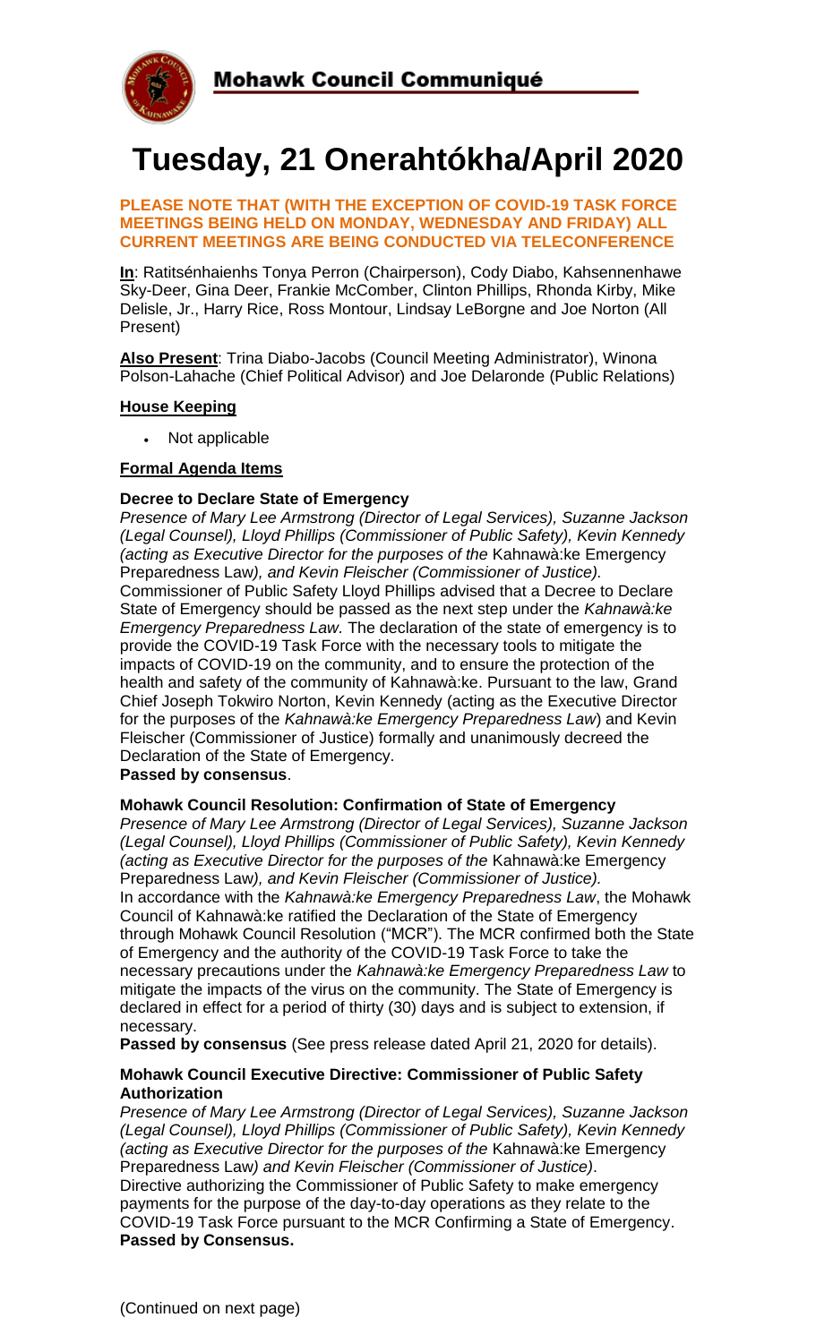**Mohawk Council Communiqué**

# Tuesday, 21 Onerahtókha/April 2020

**PLEASE NOTE THAT (WITH THE EXCEPTION OF COVID-19 TASK FORCE MEETINGS BEING HELD ON MONDAY, WEDNESDAY AND FRIDAY) ALL CURRENT MEETINGS ARE BEING CONDUCTED VIA TELECONFERENCE**

**In**: Ratitsénhaienhs Tonya Perron (Chairperson), Cody Diabo, Kahsennenhawe Sky-Deer, Gina Deer, Frankie McComber, Clinton Phillips, Rhonda Kirby, Mike Delisle, Jr., Harry Rice, Ross Montour, Lindsay LeBorgne and Joe Norton (All Present)

**Also Present**: Trina Diabo-Jacobs (Council Meeting Administrator), Winona Polson-Lahache (Chief Political Advisor) and Joe Delaronde (Public Relations)

## House Keeping

- Not applicable

## Formal Agenda Items

### Decree to Declare State of Emergency

*Presence of Mary Lee Armstrong (Director of Legal Services), Suzanne Jackson (Legal Counsel), Lloyd Phillips (Commissioner of Public Safety), Kevin Kennedy (acting as Executive Director for the purposes of the* Kahnawà:ke Emergency Preparedness Law*), and Kevin Fleischer (Commissioner of Justice).*

Commissioner of Public Safety Lloyd Phillips advised that a Decree to Declare State of Emergency should be passed as the next step under the *Kahnawà:ke Emergency Preparedness Law*. The declaration of the state of emergency is to provide the COVID-19 Task Force with the necessary tools to mitigate the impacts of COVID-19 on the community, and to ensure the protection of the health and safety of the community of Kahnawà:ke. Pursuant to the law, Grand Chief Joseph Tokwiro Norton, Kevin Kennedy (acting as the Executive Director for the purposes of the *Kahnawà:ke Emergency Preparedness Law*) and Kevin Fleischer (Commissioner of Justice) formally and unanimously decreed the Declaration of the State of Emergency.

**Passed by consensus**.

### Mohawk Council Resolution: Confirmation of State of Emergency

*Presence of Mary Lee Armstrong (Director of Legal Services), Suzanne Jackson (Legal Counsel), Lloyd Phillips (Commissioner of Public Safety), Kevin Kennedy (acting as Executive Director for the purposes of the* Kahnawà:ke Emergency Preparedness Law*), and Kevin Fleischer (Commissioner of Justice).*

In accordance with the *Kahnawà:ke Emergency Preparedness Law*, the Mohawk Council of Kahnawà:ke ratified the Declaration of the State of Emergency through Mohawk Council Resolution ("MCR"). The MCR confirmed both the State of Emergency and the authority of the COVID-19 Task Force to take the necessary precautions under the *Kahnawà:ke Emergency Preparedness Law* to mitigate the impacts of the virus on the community. The State of Emergency is declared in effect for a period of thirty (30) days and is subject to extension, if necessary.

**Passed by consensus** (See press release dated April 21, 2020 for details).

### Mohawk Council Executive Directive: Commissioner of Public Safety Authorization

*Presence of Mary Lee Armstrong (Director of Legal Services), Suzanne Jackson (Legal Counsel), Lloyd Phillips (Commissioner of Public Safety), Kevin Kennedy (acting as Executive Director for the purposes of the* Kahnawà:ke Emergency Preparedness Law*) and Kevin Fleischer (Commissioner of Justice)*.

Directive authorizing the Commissioner of Public Safety to make emergency payments for the purpose of the day-to-day operations as they relate to the COVID-19 Task Force pursuant to the MCR Confirming a State of Emergency.

**Passed by Consensus.**

(Continued on next page)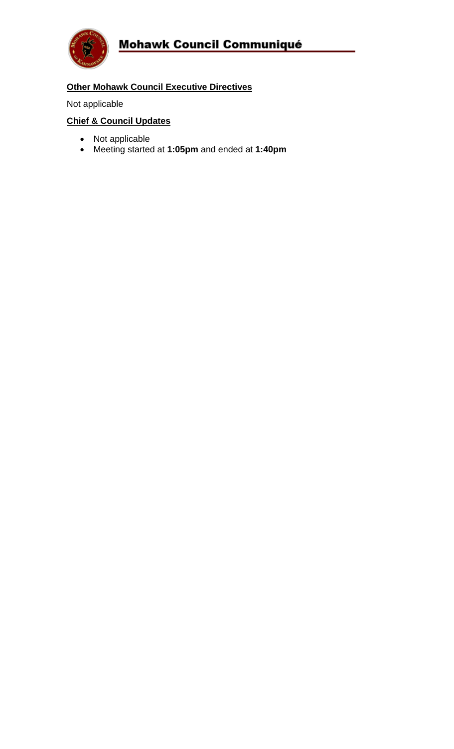**Other Mohawk Council Executive Directives**

Not applicable

**Chief & Council Updates**

- Not applicable
- Meeting started at **1:05pm** and ended at **1:40pm**